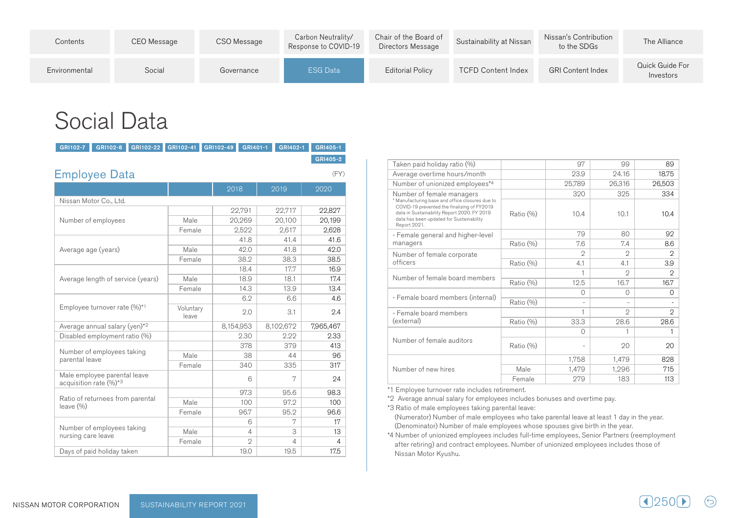# Social Data

GRI102-7 GRI102-8 GRI102-22 GRI102-41 GRI102-49 GRI401-1 GRI402-1 GRI405-1 GRI405-2

## Employee Data

(FY)

| | | 2018 | 2019 | 2020 |
|---|---|---|---|---|
| Nissan Motor Co., Ltd. | | | | |
| Number of employees | | 22,791 | 22,717 | 22,827 |
| | Male | 20,269 | 20,100 | 20,199 |
| | Female | 2,522 | 2,617 | 2,628 |
| Average age (years) | | 41.8 | 41.4 | 41.6 |
| | Male | 42.0 | 41.8 | 42.0 |
| | Female | 38.2 | 38.3 | 38.5 |
| Average length of service (years) | | 18.4 | 17.7 | 16.9 |
| | Male | 18.9 | 18.1 | 17.4 |
| | Female | 14.3 | 13.9 | 13.4 |
| Employee turnover rate (%)*1 | | 6.2 | 6.6 | 4.6 |
| | Voluntary leave | 2.0 | 3.1 | 2.4 |
| Average annual salary (yen)*2 | | 8,154,953 | 8,102,672 | 7,965,467 |
| Disabled employment ratio (%) | | 2.30 | 2.22 | 2.33 |
| Number of employees taking parental leave | | 378 | 379 | 413 |
| | Male | 38 | 44 | 96 |
| | Female | 340 | 335 | 317 |
| Male employee parental leave acquisition rate (%)*3 | | 6 | 7 | 24 |
| Ratio of returnees from parental leave (%) | | 97.3 | 95.6 | 98.3 |
| | Male | 100 | 97.2 | 100 |
| | Female | 96.7 | 95.2 | 96.6 |
| Number of employees taking nursing care leave | | 6 | 7 | 17 |
| | Male | 4 | 3 | 13 |
| | Female | 2 | 4 | 4 |
| Days of paid holiday taken | | 19.0 | 19.5 | 17.5 |
| Taken paid holiday ratio (%) | | 97 | 99 | 89 |
| Average overtime hours/month | | 23.9 | 24.16 | 18.75 |
| Number of unionized employees*4 | | 25,789 | 26,316 | 26,503 |
| Number of female managers<br>* Manufacturing base and office closures due to COVID-19 prevented the finalizing of FY2019 data in Sustainability Report 2020. FY 2019 data has been updated for Sustainability Report 2021. | | 320 | 325 | 334 |
| | Ratio (%) | 10.4 | 10.1 | 10.4 |
| - Female general and higher-level managers | | 79 | 80 | 92 |
| | Ratio (%) | 7.6 | 7.4 | 8.6 |
| Number of female corporate officers | | 2 | 2 | 2 |
| | Ratio (%) | 4.1 | 4.1 | 3.9 |
| Number of female board members | | 1 | 2 | 2 |
| | Ratio (%) | 12.5 | 16.7 | 16.7 |
| - Female board members (internal) | | 0 | 0 | 0 |
| | Ratio (%) | - | - | - |
| - Female board members (external) | | 1 | 2 | 2 |
| | Ratio (%) | 33.3 | 28.6 | 28.6 |
| Number of female auditors | | 0 | 1 | 1 |
| | Ratio (%) | - | 20 | 20 |
| Number of new hires | | 1,758 | 1,479 | 828 |
| | Male | 1,479 | 1,296 | 715 |
| | Female | 279 | 183 | 113 |

*1 Employee turnover rate includes retirement.

*2 Average annual salary for employees includes bonuses and overtime pay.

*3 Ratio of male employees taking parental leave:
(Numerator) Number of male employees who take parental leave at least 1 day in the year.
(Denominator) Number of male employees whose spouses give birth in the year.

*4 Number of unionized employees includes full-time employees, Senior Partners (reemployment after retiring) and contract employees. Number of unionized employees includes those of Nissan Motor Kyushu.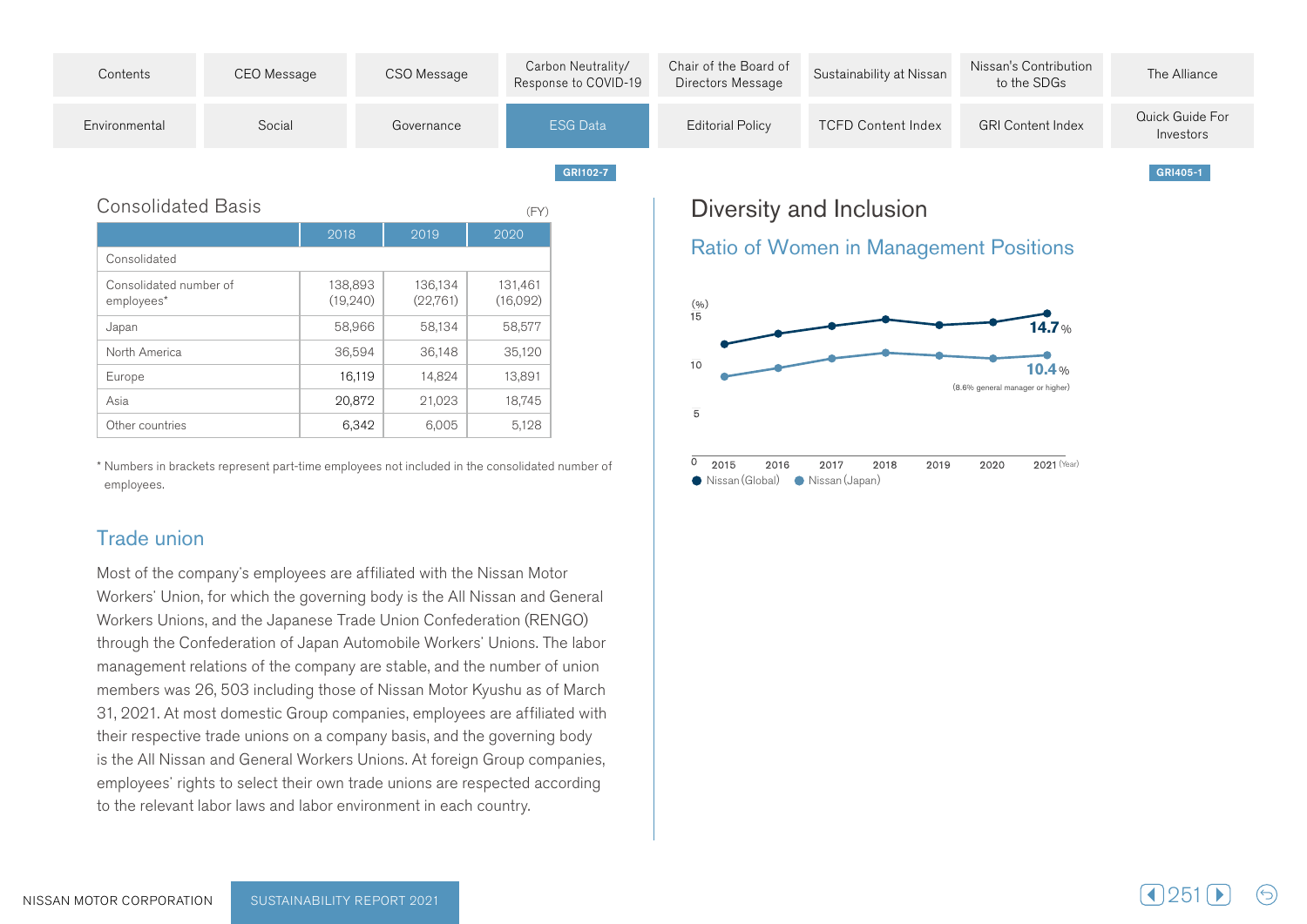GRI102-7

### Consolidated Basis

(FY)

| | 2018 | 2019 | 2020 |
|---|---|---|---|
| Consolidated | | | |
| Consolidated number of employees* | 138,893 (19,240) | 136,134 (22,761) | 131,461 (16,092) |
| Japan | 58,966 | 58,134 | 58,577 |
| North America | 36,594 | 36,148 | 35,120 |
| Europe | 16,119 | 14,824 | 13,891 |
| Asia | 20,872 | 21,023 | 18,745 |
| Other countries | 6,342 | 6,005 | 5,128 |

* Numbers in brackets represent part-time employees not included in the consolidated number of employees.

## Trade union

Most of the company's employees are affiliated with the Nissan Motor Workers' Union, for which the governing body is the All Nissan and General Workers Unions, and the Japanese Trade Union Confederation (RENGO) through the Confederation of Japan Automobile Workers' Unions. The labor management relations of the company are stable, and the number of union members was 26, 503 including those of Nissan Motor Kyushu as of March 31, 2021. At most domestic Group companies, employees are affiliated with their respective trade unions on a company basis, and the governing body is the All Nissan and General Workers Unions. At foreign Group companies, employees' rights to select their own trade unions are respected according to the relevant labor laws and labor environment in each country.

GRI405-1

# Diversity and Inclusion

## Ratio of Women in Management Positions

(%)
15
10
5
0

2015 2016 2017 2018 2019 2020 2021 (Year)

14.7 %

10.4 %

(8.6% general manager or higher)

● Nissan (Global) ● Nissan (Japan)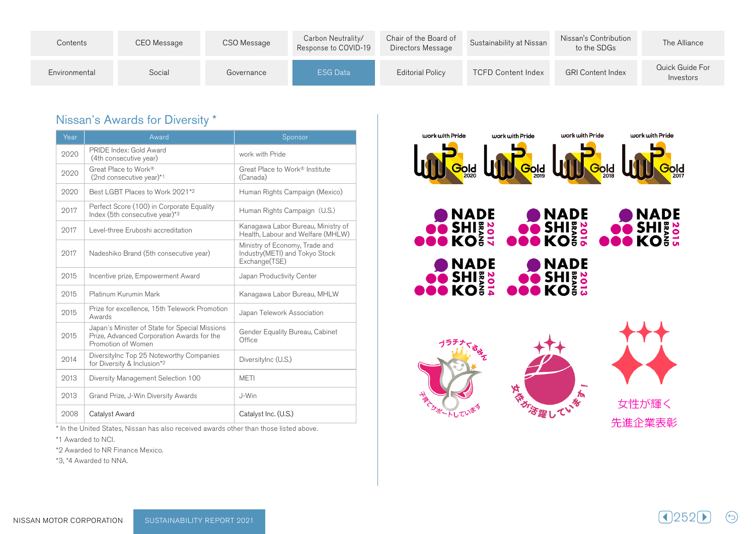## Nissan's Awards for Diversity *

| Year | Award | Sponsor |
|---|---|---|
| 2020 | PRIDE Index: Gold Award (4th consecutive year) | work with Pride |
| 2020 | Great Place to Work® (2nd consecutive year)*1 | Great Place to Work® Institute (Canada) |
| 2020 | Best LGBT Places to Work 2021*2 | Human Rights Campaign (Mexico) |
| 2017 | Perfect Score (100) in Corporate Equality Index (5th consecutive year)*3 | Human Rights Campaign（U.S.) |
| 2017 | Level-three Eruboshi accreditation | Kanagawa Labor Bureau, Ministry of Health, Labour and Welfare (MHLW) |
| 2017 | Nadeshiko Brand (5th consecutive year) | Ministry of Economy, Trade and Industry(METI) and Tokyo Stock Exchange(TSE) |
| 2015 | Incentive prize, Empowerment Award | Japan Productivity Center |
| 2015 | Platinum Kurumin Mark | Kanagawa Labor Bureau, MHLW |
| 2015 | Prize for excellence, 15th Telework Promotion Awards | Japan Telework Association |
| 2015 | Japan's Minister of State for Special Missions Prize, Advanced Corporation Awards for the Promotion of Women | Gender Equality Bureau, Cabinet Office |
| 2014 | DiversityInc Top 25 Noteworthy Companies for Diversity & Inclusion*2 | DiversityInc (U.S.) |
| 2013 | Diversity Management Selection 100 | METI |
| 2013 | Grand Prize, J-Win Diversity Awards | J-Win |
| 2008 | Catalyst Award | Catalyst Inc. (U.S.) |

* In the United States, Nissan has also received awards other than those listed above.

*1 Awarded to NCI.

*2 Awarded to NR Finance Mexico.

*3, *4 Awarded to NNA.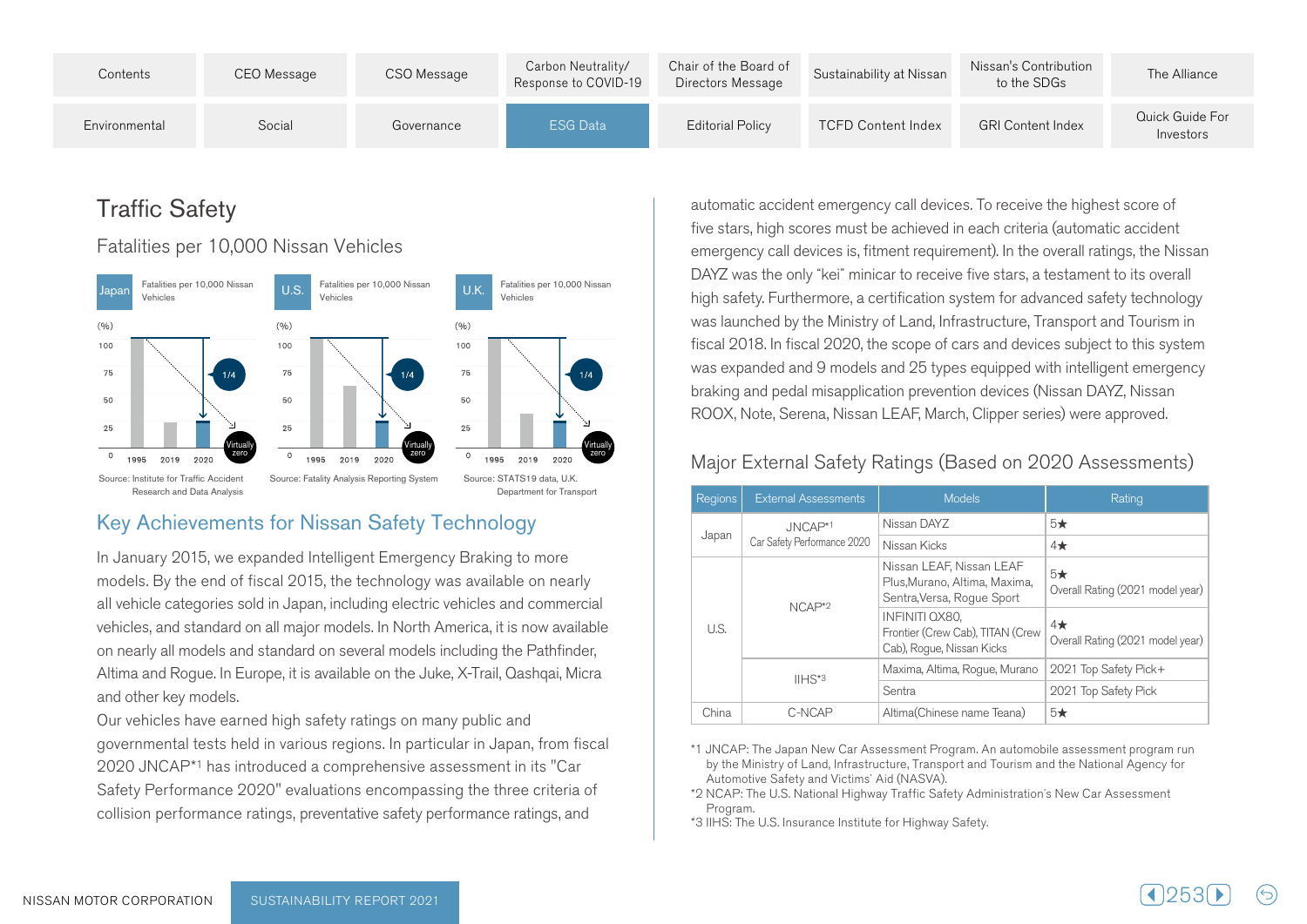# Traffic Safety

## Fatalities per 10,000 Nissan Vehicles

**Japan** — Fatalities per 10,000 Nissan Vehicles

(%) 100 / 75 / 50 / 25 / 0 — 1995, 2019, 2020 — 1/4 — Virtually zero

Source: Institute for Traffic Accident Research and Data Analysis

**U.S.** — Fatalities per 10,000 Nissan Vehicles

(%) 100 / 75 / 50 / 25 / 0 — 1995, 2019, 2020 — 1/4 — Virtually zero

Source: Fatality Analysis Reporting System

**U.K.** — Fatalities per 10,000 Nissan Vehicles

(%) 100 / 75 / 50 / 25 / 0 — 1995, 2019, 2020 — 1/4 — Virtually zero

Source: STATS19 data, U.K. Department for Transport

## Key Achievements for Nissan Safety Technology

In January 2015, we expanded Intelligent Emergency Braking to more models. By the end of fiscal 2015, the technology was available on nearly all vehicle categories sold in Japan, including electric vehicles and commercial vehicles, and standard on all major models. In North America, it is now available on nearly all models and standard on several models including the Pathfinder, Altima and Rogue. In Europe, it is available on the Juke, X-Trail, Qashqai, Micra and other key models.

Our vehicles have earned high safety ratings on many public and governmental tests held in various regions. In particular in Japan, from fiscal 2020 JNCAP*[1] has introduced a comprehensive assessment in its "Car Safety Performance 2020" evaluations encompassing the three criteria of collision performance ratings, preventative safety performance ratings, and automatic accident emergency call devices. To receive the highest score of five stars, high scores must be achieved in each criteria (automatic accident emergency call devices is, fitment requirement). In the overall ratings, the Nissan DAYZ was the only "kei" minicar to receive five stars, a testament to its overall high safety. Furthermore, a certification system for advanced safety technology was launched by the Ministry of Land, Infrastructure, Transport and Tourism in fiscal 2018. In fiscal 2020, the scope of cars and devices subject to this system was expanded and 9 models and 25 types equipped with intelligent emergency braking and pedal misapplication prevention devices (Nissan DAYZ, Nissan ROOX, Note, Serena, Nissan LEAF, March, Clipper series) were approved.

## Major External Safety Ratings (Based on 2020 Assessments)

| Regions | External Assessments | Models | Rating |
|---|---|---|---|
| Japan | JNCAP*[1] Car Safety Performance 2020 | Nissan DAYZ | 5★ |
| | | Nissan Kicks | 4★ |
| U.S. | NCAP*[2] | Nissan LEAF, Nissan LEAF Plus,Murano, Altima, Maxima, Sentra,Versa, Rogue Sport | 5★ Overall Rating (2021 model year) |
| | | INFINITI QX80, Frontier (Crew Cab), TITAN (Crew Cab), Rogue, Nissan Kicks | 4★ Overall Rating (2021 model year) |
| | IIHS*[3] | Maxima, Altima, Rogue, Murano | 2021 Top Safety Pick+ |
| | | Sentra | 2021 Top Safety Pick |
| China | C-NCAP | Altima(Chinese name Teana) | 5★ |

*1 JNCAP: The Japan New Car Assessment Program. An automobile assessment program run by the Ministry of Land, Infrastructure, Transport and Tourism and the National Agency for Automotive Safety and Victims' Aid (NASVA).
*2 NCAP: The U.S. National Highway Traffic Safety Administration's New Car Assessment Program.
*3 IIHS: The U.S. Insurance Institute for Highway Safety.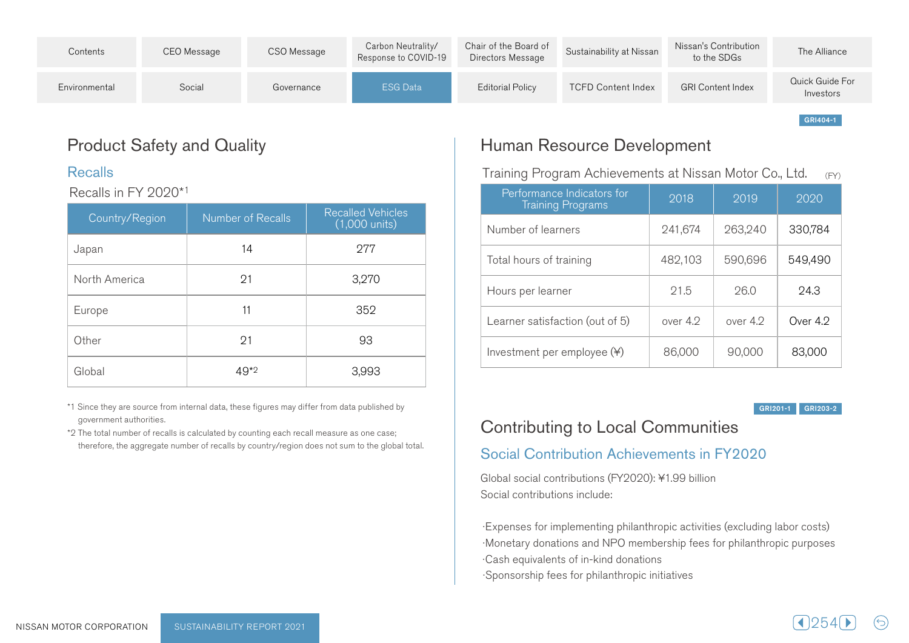## Product Safety and Quality

### Recalls

Recalls in FY 2020*1

| Country/Region | Number of Recalls | Recalled Vehicles (1,000 units) |
|---|---|---|
| Japan | 14 | 277 |
| North America | 21 | 3,270 |
| Europe | 11 | 352 |
| Other | 21 | 93 |
| Global | 49*2 | 3,993 |

*1 Since they are source from internal data, these figures may differ from data published by government authorities.

*2 The total number of recalls is calculated by counting each recall measure as one case; therefore, the aggregate number of recalls by country/region does not sum to the global total.

GRI404-1

## Human Resource Development

Training Program Achievements at Nissan Motor Co., Ltd. (FY)

| Performance Indicators for Training Programs | 2018 | 2019 | 2020 |
|---|---|---|---|
| Number of learners | 241,674 | 263,240 | 330,784 |
| Total hours of training | 482,103 | 590,696 | 549,490 |
| Hours per learner | 21.5 | 26.0 | 24.3 |
| Learner satisfaction (out of 5) | over 4.2 | over 4.2 | Over 4.2 |
| Investment per employee (¥) | 86,000 | 90,000 | 83,000 |

GRI201-1 GRI203-2

## Contributing to Local Communities

### Social Contribution Achievements in FY2020

Global social contributions (FY2020): ¥1.99 billion
Social contributions include:

·Expenses for implementing philanthropic activities (excluding labor costs)
·Monetary donations and NPO membership fees for philanthropic purposes
·Cash equivalents of in-kind donations
·Sponsorship fees for philanthropic initiatives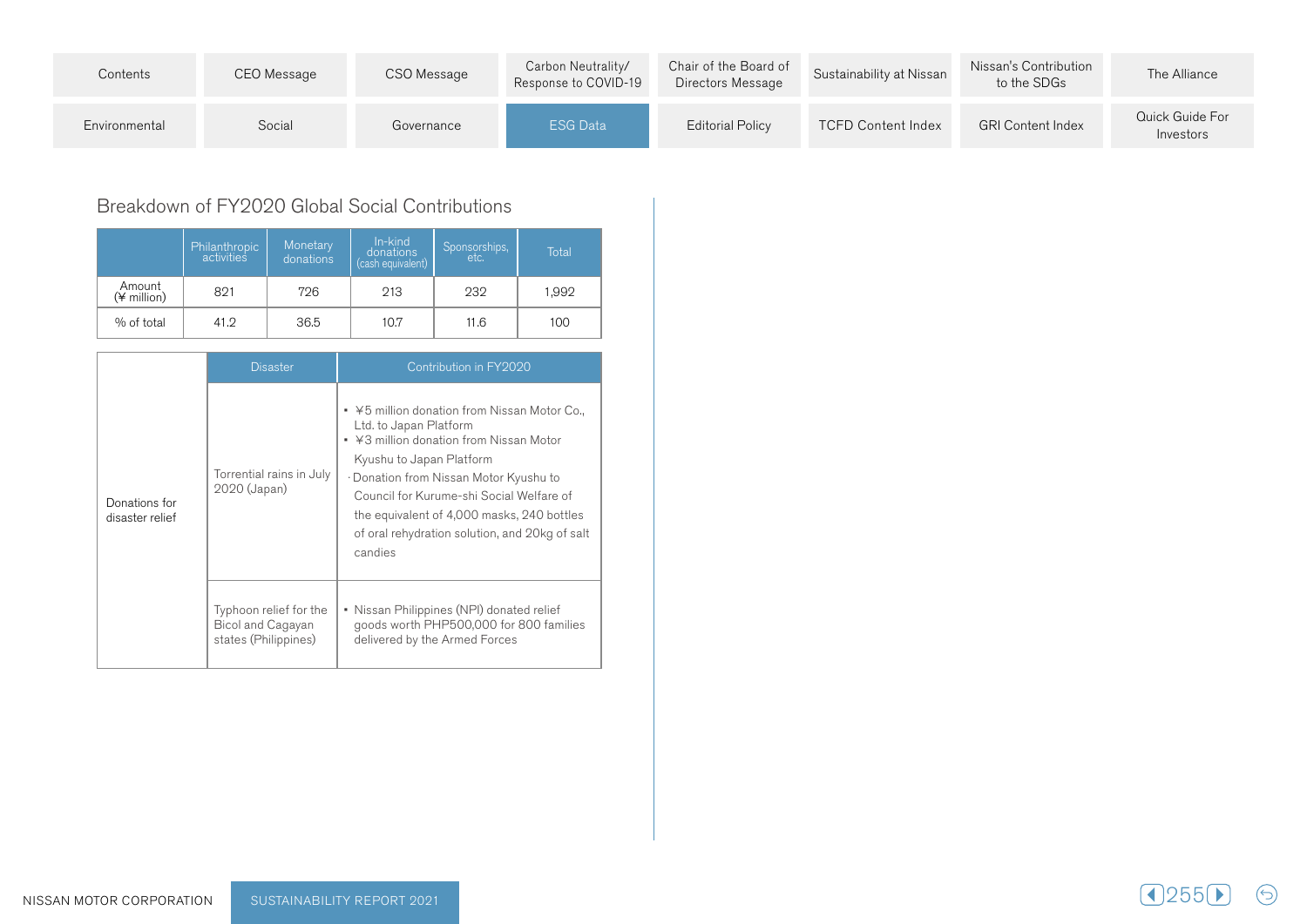## Breakdown of FY2020 Global Social Contributions

| | Philanthropic activities | Monetary donations | In-kind donations (cash equivalent) | Sponsorships, etc. | Total |
|---|---|---|---|---|---|
| Amount (¥ million) | 821 | 726 | 213 | 232 | 1,992 |
| % of total | 41.2 | 36.5 | 10.7 | 11.6 | 100 |

| | Disaster | Contribution in FY2020 |
|---|---|---|
| Donations for disaster relief | Torrential rains in July 2020 (Japan) | • ¥5 million donation from Nissan Motor Co., Ltd. to Japan Platform<br>• ¥3 million donation from Nissan Motor Kyushu to Japan Platform<br>· Donation from Nissan Motor Kyushu to Council for Kurume-shi Social Welfare of the equivalent of 4,000 masks, 240 bottles of oral rehydration solution, and 20kg of salt candies |
| | Typhoon relief for the Bicol and Cagayan states (Philippines) | • Nissan Philippines (NPI) donated relief goods worth PHP500,000 for 800 families delivered by the Armed Forces |